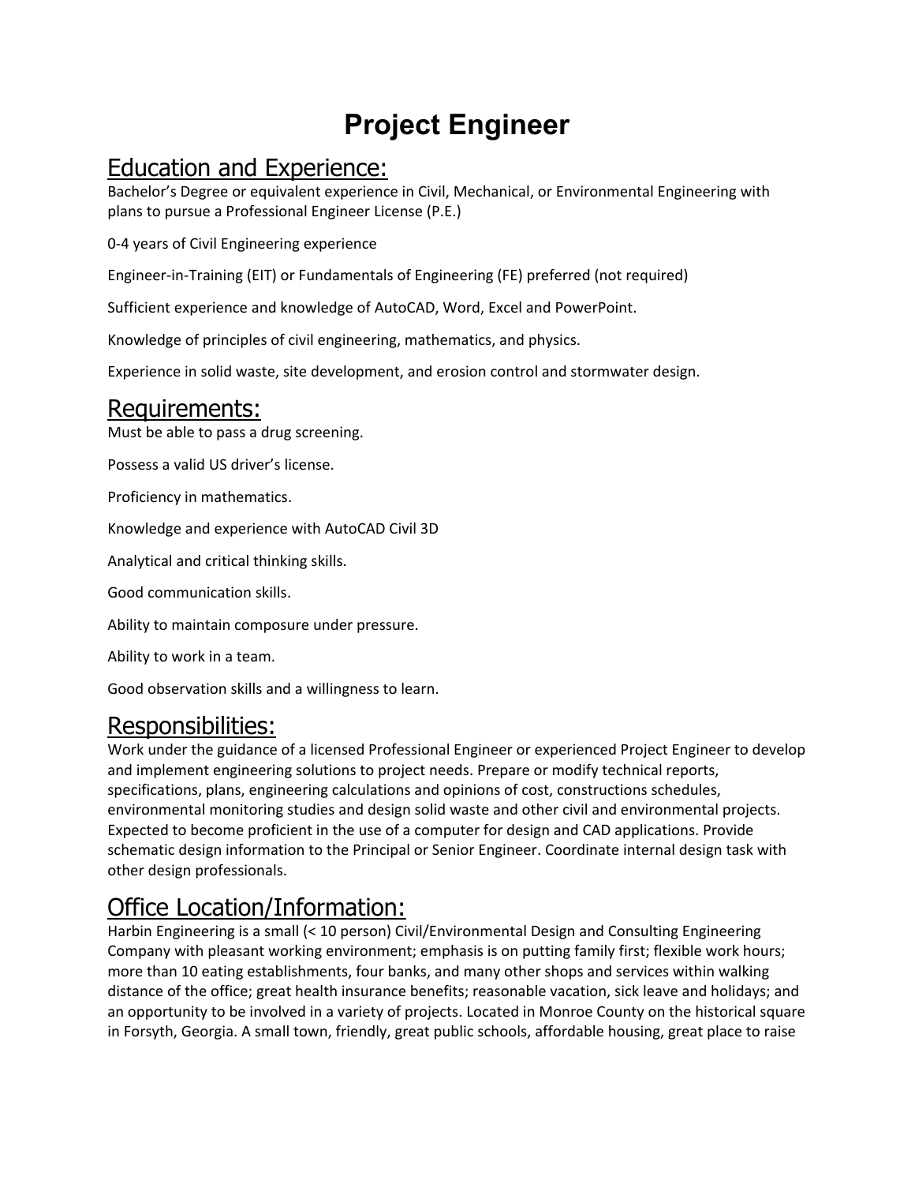# Project Engineer

## Education and Experience:

Bachelor's Degree or equivalent experience in Civil, Mechanical, or Environmental Engineering with plans to pursue a Professional Engineer License (P.E.)

0-4 years of Civil Engineering experience

Engineer-in-Training (EIT) or Fundamentals of Engineering (FE) preferred (not required)

Sufficient experience and knowledge of AutoCAD, Word, Excel and PowerPoint.

Knowledge of principles of civil engineering, mathematics, and physics.

Experience in solid waste, site development, and erosion control and stormwater design.

## Requirements:

Must be able to pass a drug screening.

Possess a valid US driver's license.

Proficiency in mathematics.

Knowledge and experience with AutoCAD Civil 3D

Analytical and critical thinking skills.

Good communication skills.

Ability to maintain composure under pressure.

Ability to work in a team.

Good observation skills and a willingness to learn.

## Responsibilities:

Work under the guidance of a licensed Professional Engineer or experienced Project Engineer to develop and implement engineering solutions to project needs. Prepare or modify technical reports, specifications, plans, engineering calculations and opinions of cost, constructions schedules, environmental monitoring studies and design solid waste and other civil and environmental projects. Expected to become proficient in the use of a computer for design and CAD applications. Provide schematic design information to the Principal or Senior Engineer. Coordinate internal design task with other design professionals.

## Office Location/Information:

Harbin Engineering is a small (< 10 person) Civil/Environmental Design and Consulting Engineering Company with pleasant working environment; emphasis is on putting family first; flexible work hours; more than 10 eating establishments, four banks, and many other shops and services within walking distance of the office; great health insurance benefits; reasonable vacation, sick leave and holidays; and an opportunity to be involved in a variety of projects. Located in Monroe County on the historical square in Forsyth, Georgia. A small town, friendly, great public schools, affordable housing, great place to raise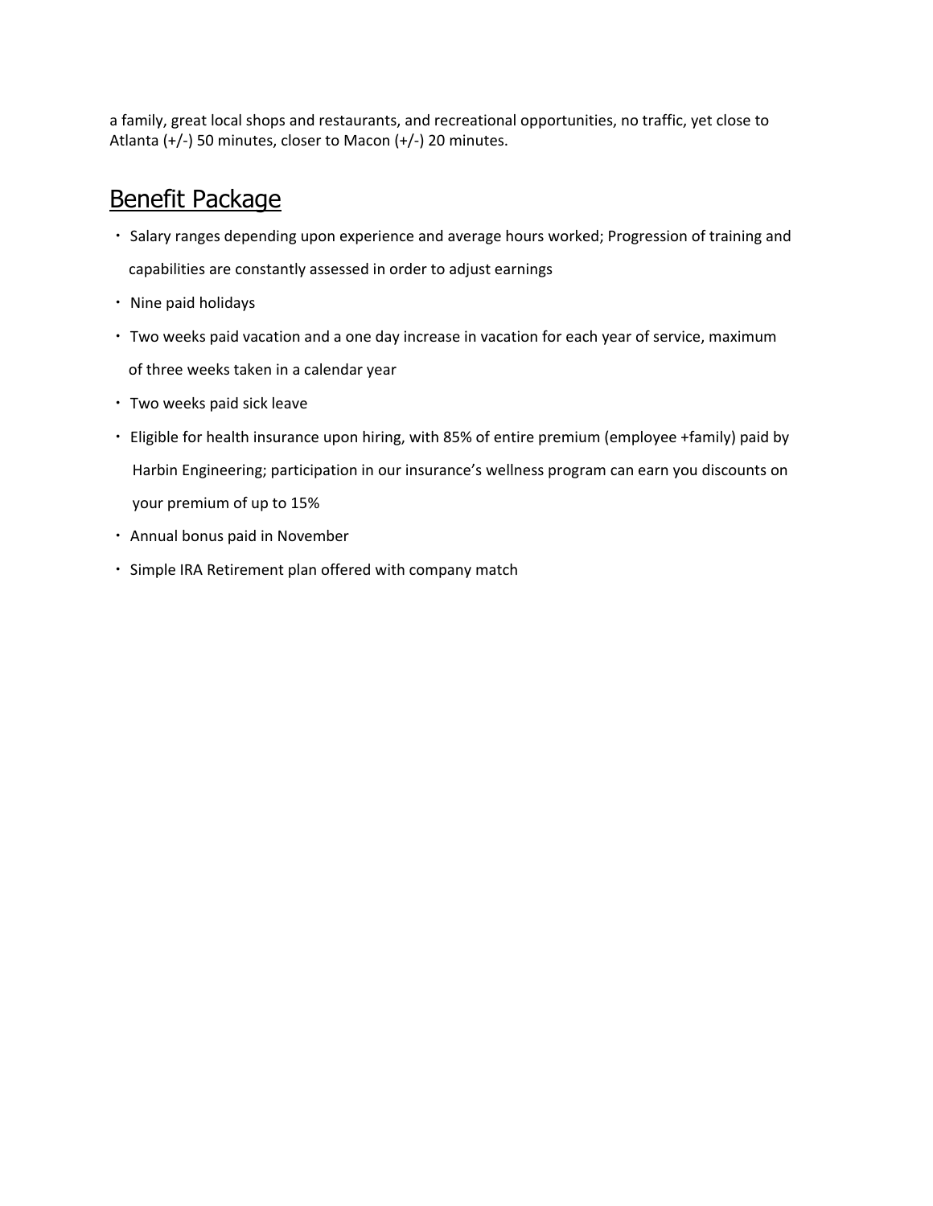a family, great local shops and restaurants, and recreational opportunities, no traffic, yet close to Atlanta (+/-) 50 minutes, closer to Macon (+/-) 20 minutes.

## Benefit Package

- Salary ranges depending upon experience and average hours worked; Progression of training and capabilities are constantly assessed in order to adjust earnings
- Nine paid holidays
- Two weeks paid vacation and a one day increase in vacation for each year of service, maximum of three weeks taken in a calendar year
- Two weeks paid sick leave
- Eligible for health insurance upon hiring, with 85% of entire premium (employee +family) paid by Harbin Engineering; participation in our insurance's wellness program can earn you discounts on your premium of up to 15%
- Annual bonus paid in November
- Simple IRA Retirement plan offered with company match